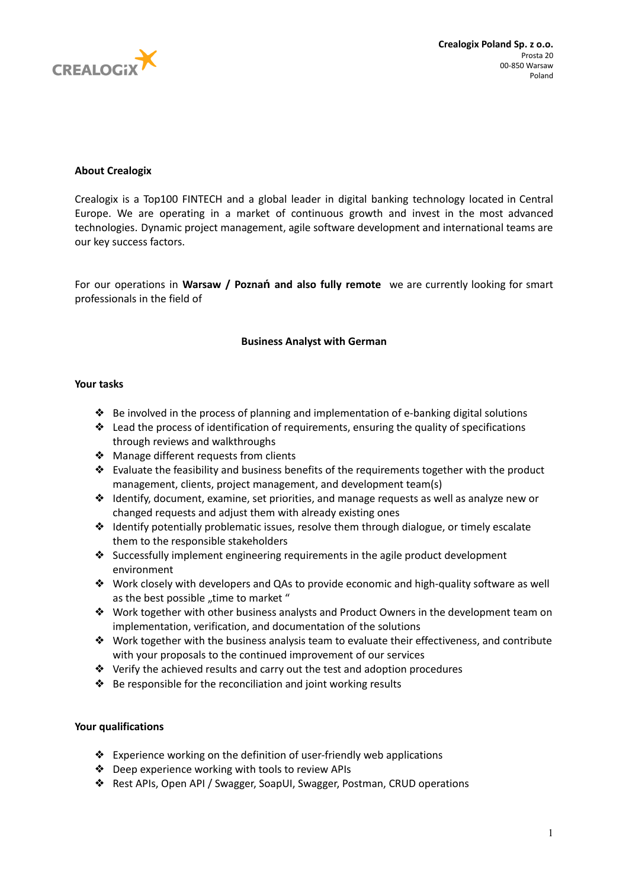**Crealogix Poland Sp. z o.o.**
Prosta 20
00-850 Warsaw
Poland

## About Crealogix

Crealogix is a Top100 FINTECH and a global leader in digital banking technology located in Central Europe. We are operating in a market of continuous growth and invest in the most advanced technologies. Dynamic project management, agile software development and international teams are our key success factors.

For our operations in **Warsaw / Poznań and also fully remote** we are currently looking for smart professionals in the field of

# Business Analyst with German

## Your tasks

- Be involved in the process of planning and implementation of e-banking digital solutions
- Lead the process of identification of requirements, ensuring the quality of specifications through reviews and walkthroughs
- Manage different requests from clients
- Evaluate the feasibility and business benefits of the requirements together with the product management, clients, project management, and development team(s)
- Identify, document, examine, set priorities, and manage requests as well as analyze new or changed requests and adjust them with already existing ones
- Identify potentially problematic issues, resolve them through dialogue, or timely escalate them to the responsible stakeholders
- Successfully implement engineering requirements in the agile product development environment
- Work closely with developers and QAs to provide economic and high-quality software as well as the best possible „time to market "
- Work together with other business analysts and Product Owners in the development team on implementation, verification, and documentation of the solutions
- Work together with the business analysis team to evaluate their effectiveness, and contribute with your proposals to the continued improvement of our services
- Verify the achieved results and carry out the test and adoption procedures
- Be responsible for the reconciliation and joint working results

## Your qualifications

- Experience working on the definition of user-friendly web applications
- Deep experience working with tools to review APIs
- Rest APIs, Open API / Swagger, SoapUI, Swagger, Postman, CRUD operations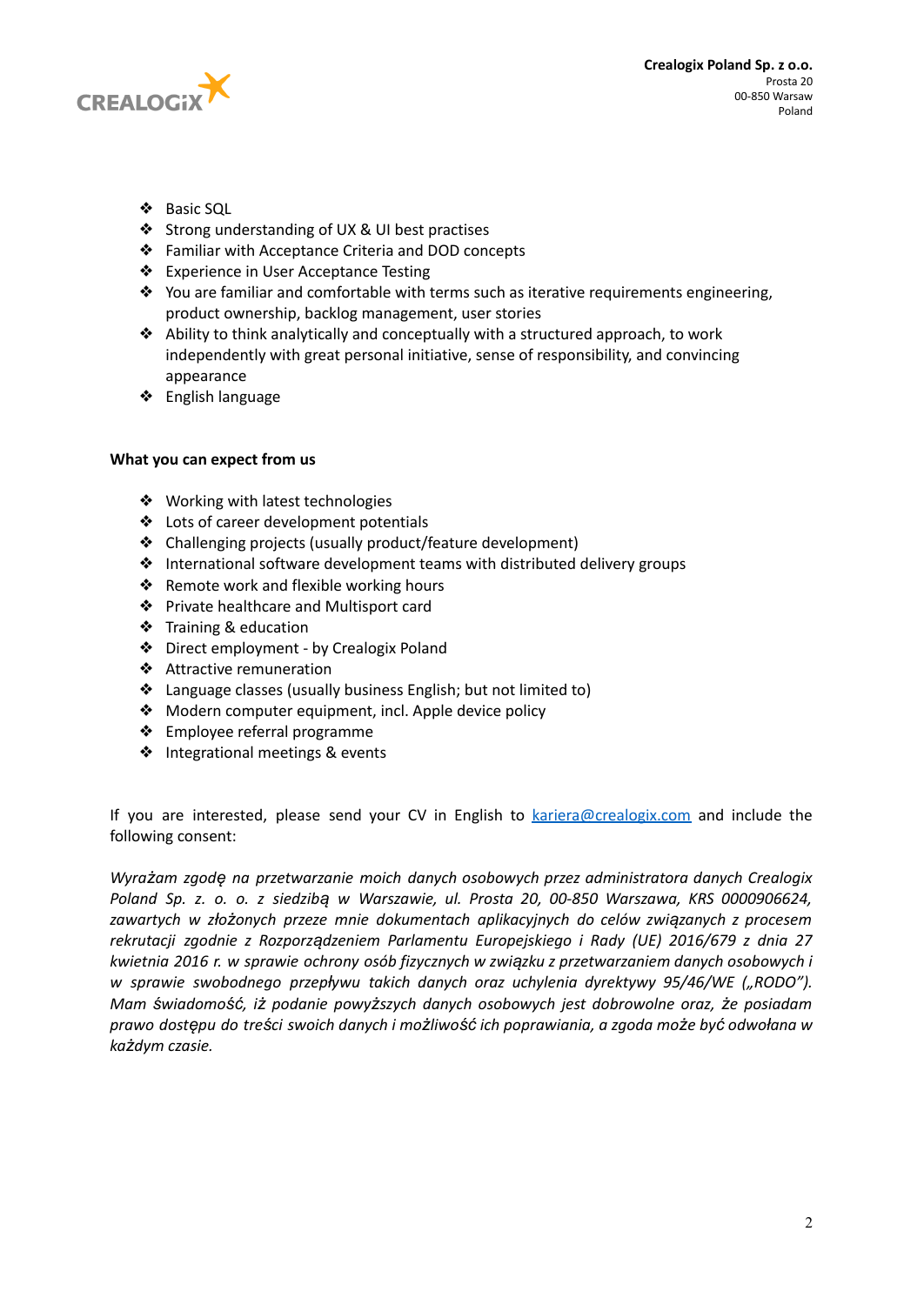- Basic SQL
- Strong understanding of UX & UI best practises
- Familiar with Acceptance Criteria and DOD concepts
- Experience in User Acceptance Testing
- You are familiar and comfortable with terms such as iterative requirements engineering, product ownership, backlog management, user stories
- Ability to think analytically and conceptually with a structured approach, to work independently with great personal initiative, sense of responsibility, and convincing appearance
- English language

**What you can expect from us**

- Working with latest technologies
- Lots of career development potentials
- Challenging projects (usually product/feature development)
- International software development teams with distributed delivery groups
- Remote work and flexible working hours
- Private healthcare and Multisport card
- Training & education
- Direct employment - by Crealogix Poland
- Attractive remuneration
- Language classes (usually business English; but not limited to)
- Modern computer equipment, incl. Apple device policy
- Employee referral programme
- Integrational meetings & events

If you are interested, please send your CV in English to [kariera@crealogix.com](mailto:kariera@crealogix.com) and include the following consent:

*Wyrażam zgodę na przetwarzanie moich danych osobowych przez administratora danych Crealogix Poland Sp. z. o. o. z siedzibą w Warszawie, ul. Prosta 20, 00-850 Warszawa, KRS 0000906624, zawartych w złożonych przeze mnie dokumentach aplikacyjnych do celów związanych z procesem rekrutacji zgodnie z Rozporządzeniem Parlamentu Europejskiego i Rady (UE) 2016/679 z dnia 27 kwietnia 2016 r. w sprawie ochrony osób fizycznych w związku z przetwarzaniem danych osobowych i w sprawie swobodnego przepływu takich danych oraz uchylenia dyrektywy 95/46/WE („RODO"). Mam świadomość, iż podanie powyższych danych osobowych jest dobrowolne oraz, że posiadam prawo dostępu do treści swoich danych i możliwość ich poprawiania, a zgoda może być odwołana w każdym czasie.*